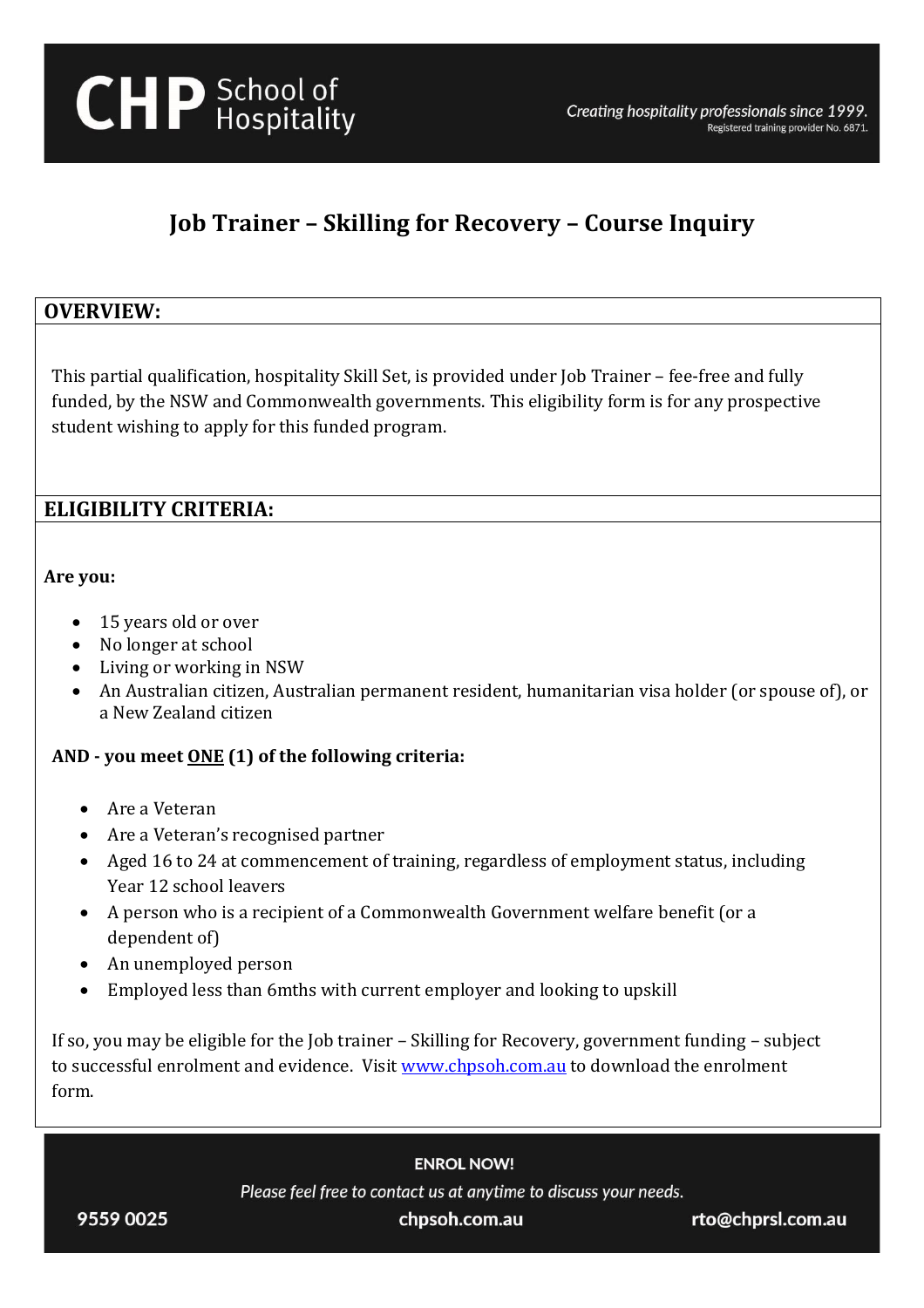**CHP** School of Hospitality

*Creating hospitality professionals since 1999.*
Registered training provider No. 6871.

# Job Trainer – Skilling for Recovery – Course Inquiry

## OVERVIEW:

This partial qualification, hospitality Skill Set, is provided under Job Trainer – fee-free and fully funded, by the NSW and Commonwealth governments. This eligibility form is for any prospective student wishing to apply for this funded program.

## ELIGIBILITY CRITERIA:

**Are you:**

- 15 years old or over
- No longer at school
- Living or working in NSW
- An Australian citizen, Australian permanent resident, humanitarian visa holder (or spouse of), or a New Zealand citizen

**AND - you meet <u>ONE</u> (1) of the following criteria:**

- Are a Veteran
- Are a Veteran's recognised partner
- Aged 16 to 24 at commencement of training, regardless of employment status, including Year 12 school leavers
- A person who is a recipient of a Commonwealth Government welfare benefit (or a dependent of)
- An unemployed person
- Employed less than 6mths with current employer and looking to upskill

If so, you may be eligible for the Job trainer – Skilling for Recovery, government funding – subject to successful enrolment and evidence. Visit www.chpsoh.com.au to download the enrolment form.

**ENROL NOW!**

*Please feel free to contact us at anytime to discuss your needs.*

9559 0025 | chpsoh.com.au | rto@chprsl.com.au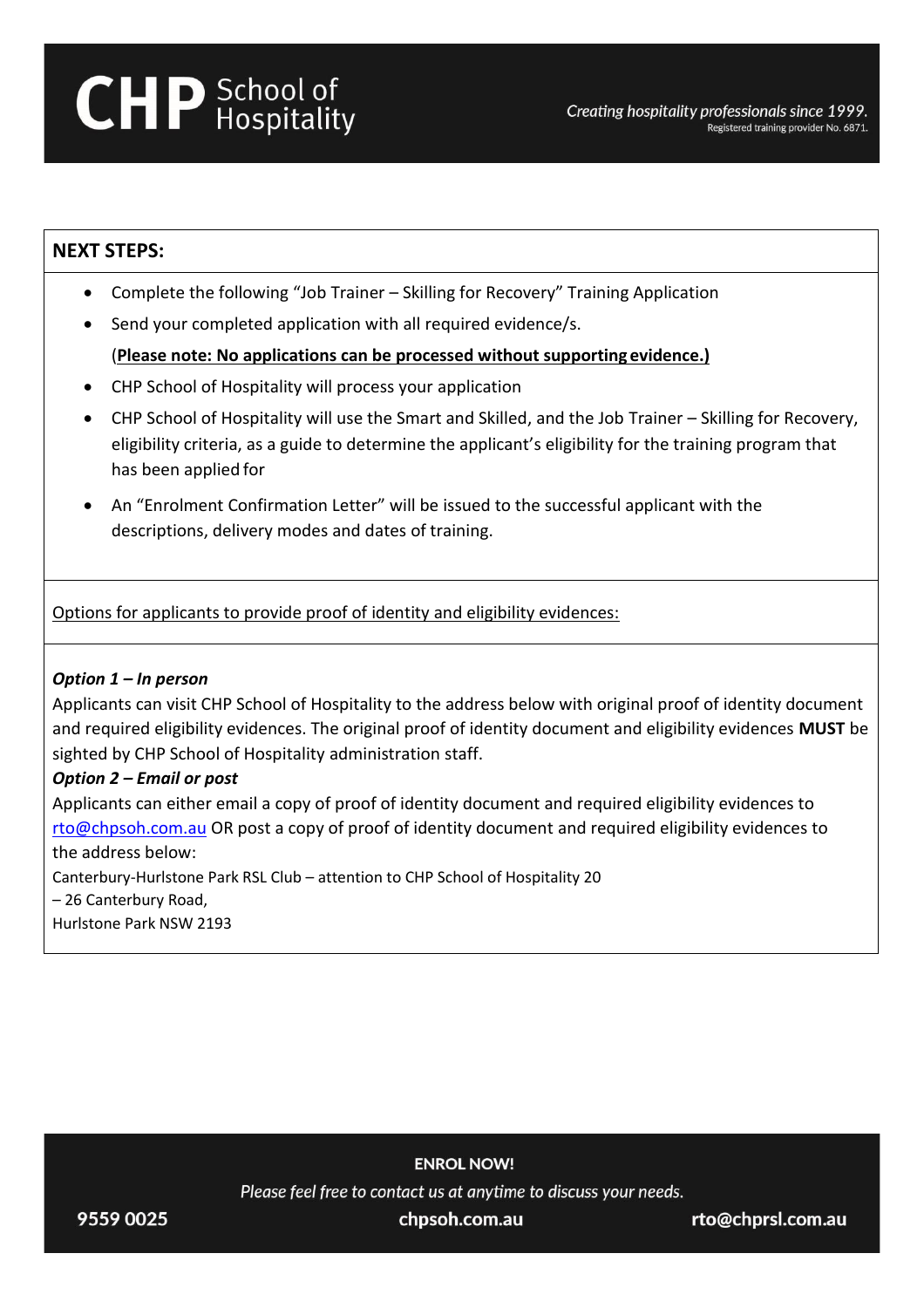## NEXT STEPS:

- Complete the following "Job Trainer – Skilling for Recovery" Training Application
- Send your completed application with all required evidence/s.

  (**Please note: No applications can be processed without supporting evidence.)**
- CHP School of Hospitality will process your application
- CHP School of Hospitality will use the Smart and Skilled, and the Job Trainer – Skilling for Recovery, eligibility criteria, as a guide to determine the applicant's eligibility for the training program that has been applied for
- An "Enrolment Confirmation Letter" will be issued to the successful applicant with the descriptions, delivery modes and dates of training.

Options for applicants to provide proof of identity and eligibility evidences:

***Option 1 – In person***

Applicants can visit CHP School of Hospitality to the address below with original proof of identity document and required eligibility evidences. The original proof of identity document and eligibility evidences **MUST** be sighted by CHP School of Hospitality administration staff.

***Option 2 – Email or post***

Applicants can either email a copy of proof of identity document and required eligibility evidences to rto@chpsoh.com.au OR post a copy of proof of identity document and required eligibility evidences to the address below:

Canterbury-Hurlstone Park RSL Club – attention to CHP School of Hospitality 20
– 26 Canterbury Road,
Hurlstone Park NSW 2193

**ENROL NOW!**

*Please feel free to contact us at anytime to discuss your needs.*

9559 0025 | chpsoh.com.au | rto@chprsl.com.au